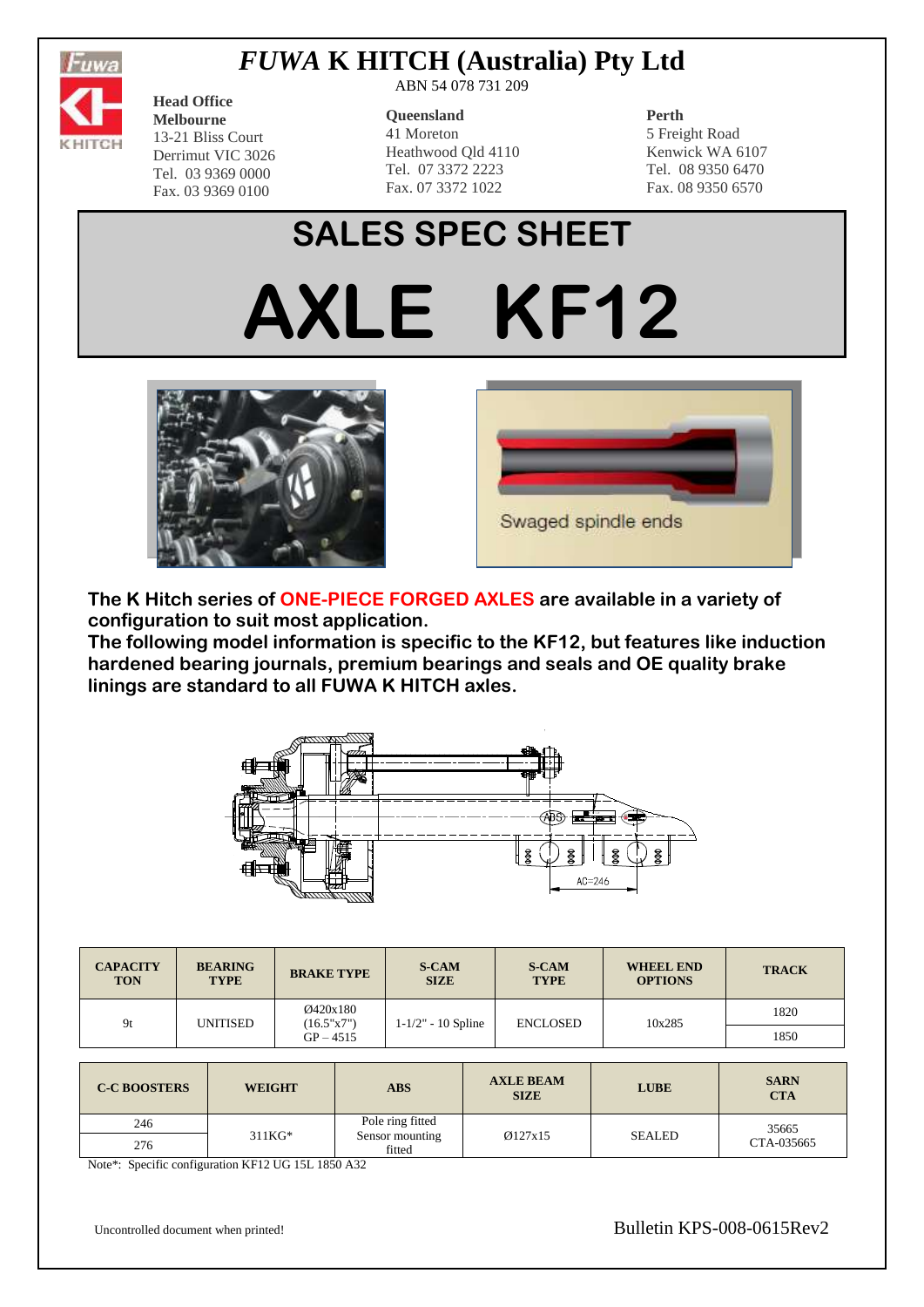# *FUWA* K HITCH (Australia) Pty Ltd

ABN 54 078 731 209

**Head Office**
**Melbourne**
13-21 Bliss Court
Derrimut VIC 3026
Tel. 03 9369 0000
Fax. 03 9369 0100

**Queensland**
41 Moreton
Heathwood Qld 4110
Tel. 07 3372 2223
Fax. 07 3372 1022

**Perth**
5 Freight Road
Kenwick WA 6107
Tel. 08 9350 6470
Fax. 08 9350 6570

# SALES SPEC SHEET

# AXLE KF12

Swaged spindle ends

**The K Hitch series of ONE-PIECE FORGED AXLES are available in a variety of configuration to suit most application.**
**The following model information is specific to the KF12, but features like induction hardened bearing journals, premium bearings and seals and OE quality brake linings are standard to all FUWA K HITCH axles.**

ABS

AC=246

| CAPACITY TON | BEARING TYPE | BRAKE TYPE | S-CAM SIZE | S-CAM TYPE | WHEEL END OPTIONS | TRACK |
|---|---|---|---|---|---|---|
| 9t | UNITISED | Ø420x180 (16.5"x7") GP – 4515 | 1-1/2" - 10 Spline | ENCLOSED | 10x285 | 1820 |
| | | | | | | 1850 |

| C-C BOOSTERS | WEIGHT | ABS | AXLE BEAM SIZE | LUBE | SARN CTA |
|---|---|---|---|---|---|
| 246 | 311KG* | Pole ring fitted Sensor mounting fitted | Ø127x15 | SEALED | 35665 CTA-035665 |
| 276 | | | | | |

Note*: Specific configuration KF12 UG 15L 1850 A32

Uncontrolled document when printed!

Bulletin KPS-008-0615Rev2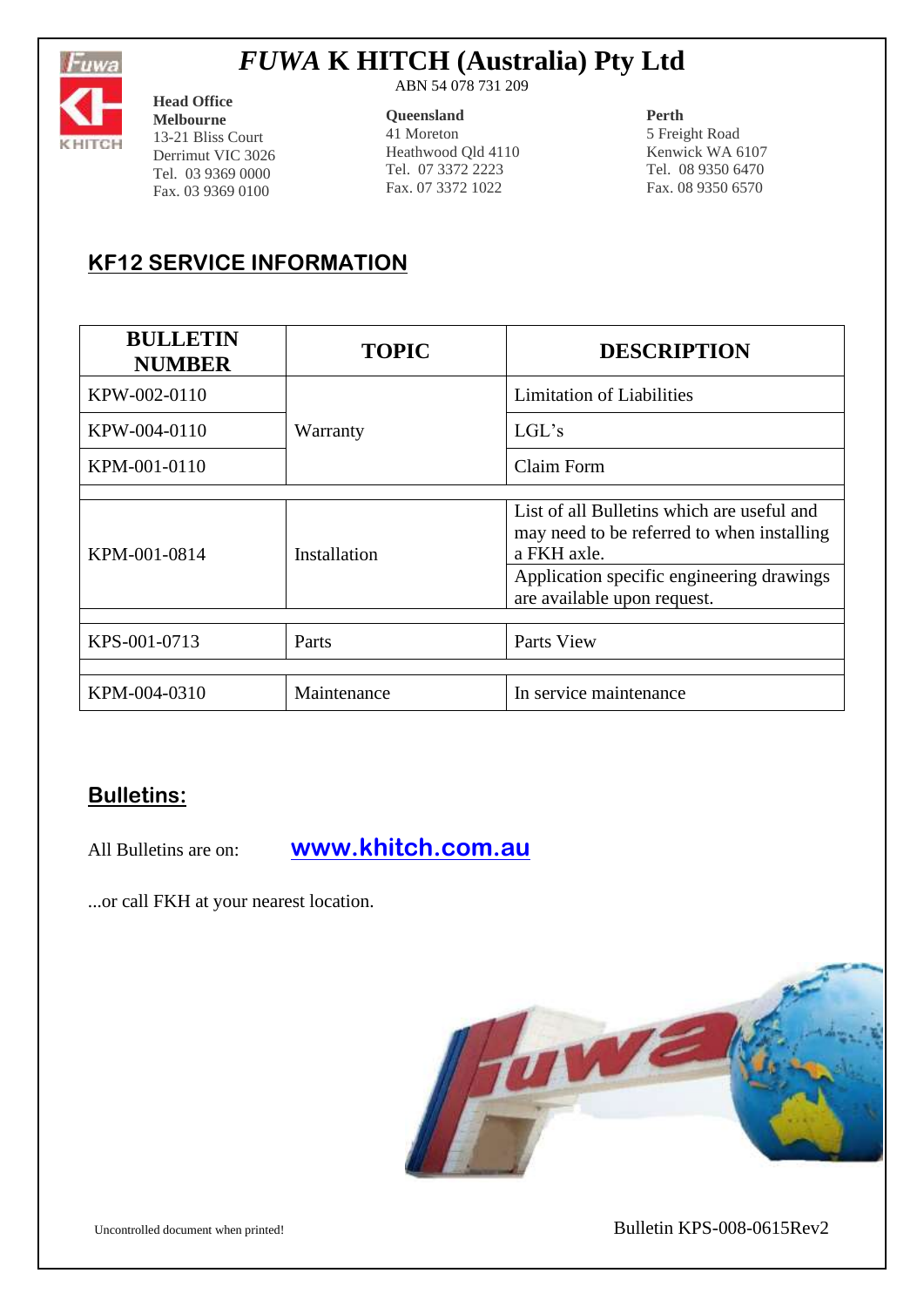# *FUWA* K HITCH (Australia) Pty Ltd

ABN 54 078 731 209

**Head Office**
**Melbourne**
13-21 Bliss Court
Derrimut VIC 3026
Tel. 03 9369 0000
Fax. 03 9369 0100

**Queensland**
41 Moreton
Heathwood Qld 4110
Tel. 07 3372 2223
Fax. 07 3372 1022

**Perth**
5 Freight Road
Kenwick WA 6107
Tel. 08 9350 6470
Fax. 08 9350 6570

## KF12 SERVICE INFORMATION

| BULLETIN NUMBER | TOPIC | DESCRIPTION |
|---|---|---|
| KPW-002-0110 | Warranty | Limitation of Liabilities |
| KPW-004-0110 | | LGL's |
| KPM-001-0110 | | Claim Form |
| | | |
| KPM-001-0814 | Installation | List of all Bulletins which are useful and may need to be referred to when installing a FKH axle. |
| | | Application specific engineering drawings are available upon request. |
| | | |
| KPS-001-0713 | Parts | Parts View |
| | | |
| KPM-004-0310 | Maintenance | In service maintenance |

## Bulletins:

All Bulletins are on: **www.khitch.com.au**

...or call FKH at your nearest location.

Uncontrolled document when printed!

Bulletin KPS-008-0615Rev2